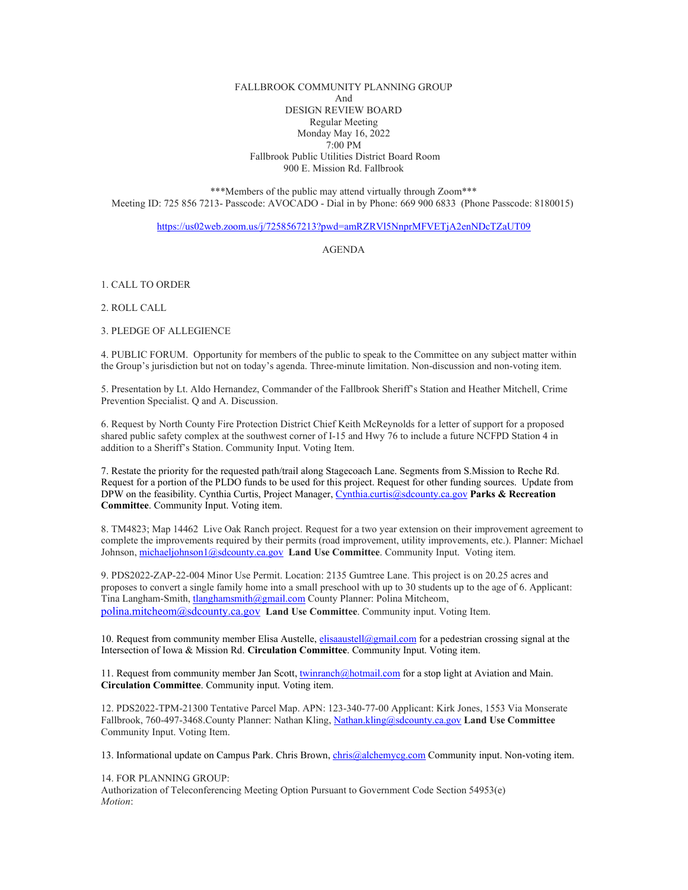FALLBROOK COMMUNITY PLANNING GROUP
And
DESIGN REVIEW BOARD
Regular Meeting
Monday May 16, 2022
7:00 PM
Fallbrook Public Utilities District Board Room
900 E. Mission Rd. Fallbrook

***Members of the public may attend virtually through Zoom***
Meeting ID: 725 856 7213- Passcode: AVOCADO - Dial in by Phone: 669 900 6833 (Phone Passcode: 8180015)

https://us02web.zoom.us/j/7258567213?pwd=amRZRVl5NnprMFVETjA2enNDcTZaUT09

AGENDA

1. CALL TO ORDER

2. ROLL CALL

3. PLEDGE OF ALLEGIENCE

4. PUBLIC FORUM. Opportunity for members of the public to speak to the Committee on any subject matter within the Group's jurisdiction but not on today's agenda. Three-minute limitation. Non-discussion and non-voting item.

5. Presentation by Lt. Aldo Hernandez, Commander of the Fallbrook Sheriff's Station and Heather Mitchell, Crime Prevention Specialist. Q and A. Discussion.

6. Request by North County Fire Protection District Chief Keith McReynolds for a letter of support for a proposed shared public safety complex at the southwest corner of I-15 and Hwy 76 to include a future NCFPD Station 4 in addition to a Sheriff's Station. Community Input. Voting Item.

7. Restate the priority for the requested path/trail along Stagecoach Lane. Segments from S.Mission to Reche Rd. Request for a portion of the PLDO funds to be used for this project. Request for other funding sources. Update from DPW on the feasibility. Cynthia Curtis, Project Manager, Cynthia.curtis@sdcounty.ca.gov **Parks & Recreation Committee**. Community Input. Voting item.

8. TM4823; Map 14462 Live Oak Ranch project. Request for a two year extension on their improvement agreement to complete the improvements required by their permits (road improvement, utility improvements, etc.). Planner: Michael Johnson, michaeljohnson1@sdcounty.ca.gov **Land Use Committee**. Community Input. Voting item.

9. PDS2022-ZAP-22-004 Minor Use Permit. Location: 2135 Gumtree Lane. This project is on 20.25 acres and proposes to convert a single family home into a small preschool with up to 30 students up to the age of 6. Applicant: Tina Langham-Smith, tlanghamsmith@gmail.com County Planner: Polina Mitcheom, polina.mitcheom@sdcounty.ca.gov **Land Use Committee**. Community input. Voting Item.

10. Request from community member Elisa Austelle, elisaaustell@gmail.com for a pedestrian crossing signal at the Intersection of Iowa & Mission Rd. **Circulation Committee**. Community Input. Voting item.

11. Request from community member Jan Scott, twinranch@hotmail.com for a stop light at Aviation and Main. **Circulation Committee**. Community input. Voting item.

12. PDS2022-TPM-21300 Tentative Parcel Map. APN: 123-340-77-00 Applicant: Kirk Jones, 1553 Via Monserate Fallbrook, 760-497-3468.County Planner: Nathan Kling, Nathan.kling@sdcounty.ca.gov **Land Use Committee** Community Input. Voting Item.

13. Informational update on Campus Park. Chris Brown, chris@alchemycg.com Community input. Non-voting item.

14. FOR PLANNING GROUP:
Authorization of Teleconferencing Meeting Option Pursuant to Government Code Section 54953(e)
*Motion*: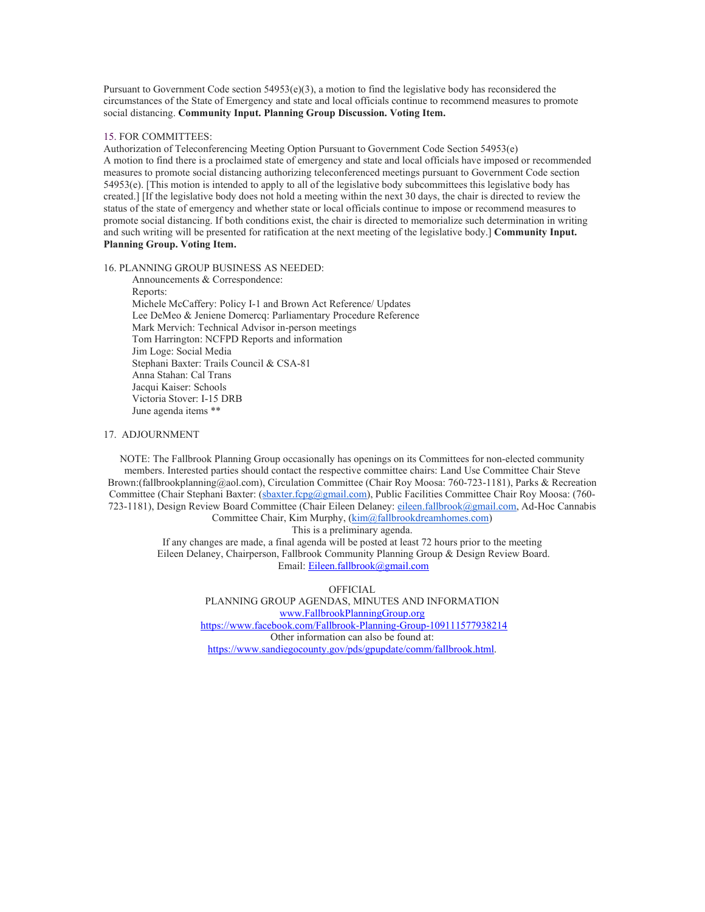Pursuant to Government Code section 54953(e)(3), a motion to find the legislative body has reconsidered the circumstances of the State of Emergency and state and local officials continue to recommend measures to promote social distancing. **Community Input. Planning Group Discussion. Voting Item.**

15. FOR COMMITTEES:
Authorization of Teleconferencing Meeting Option Pursuant to Government Code Section 54953(e)
A motion to find there is a proclaimed state of emergency and state and local officials have imposed or recommended measures to promote social distancing authorizing teleconferenced meetings pursuant to Government Code section 54953(e). [This motion is intended to apply to all of the legislative body subcommittees this legislative body has created.] [If the legislative body does not hold a meeting within the next 30 days, the chair is directed to review the status of the state of emergency and whether state or local officials continue to impose or recommend measures to promote social distancing. If both conditions exist, the chair is directed to memorialize such determination in writing and such writing will be presented for ratification at the next meeting of the legislative body.] **Community Input. Planning Group. Voting Item.**

16. PLANNING GROUP BUSINESS AS NEEDED:

Announcements & Correspondence:
Reports:
Michele McCaffery: Policy I-1 and Brown Act Reference/ Updates
Lee DeMeo & Jeniene Domercq: Parliamentary Procedure Reference
Mark Mervich: Technical Advisor in-person meetings
Tom Harrington: NCFPD Reports and information
Jim Loge: Social Media
Stephani Baxter: Trails Council & CSA-81
Anna Stahan: Cal Trans
Jacqui Kaiser: Schools
Victoria Stover: I-15 DRB
June agenda items **

17. ADJOURNMENT

NOTE: The Fallbrook Planning Group occasionally has openings on its Committees for non-elected community members. Interested parties should contact the respective committee chairs: Land Use Committee Chair Steve Brown:(fallbrookplanning@aol.com), Circulation Committee (Chair Roy Moosa: 760-723-1181), Parks & Recreation Committee (Chair Stephani Baxter: (sbaxter.fcpg@gmail.com), Public Facilities Committee Chair Roy Moosa: (760-723-1181), Design Review Board Committee (Chair Eileen Delaney: eileen.fallbrook@gmail.com, Ad-Hoc Cannabis Committee Chair, Kim Murphy, (kim@fallbrookdreamhomes.com)

This is a preliminary agenda.
If any changes are made, a final agenda will be posted at least 72 hours prior to the meeting
Eileen Delaney, Chairperson, Fallbrook Community Planning Group & Design Review Board.
Email: Eileen.fallbrook@gmail.com

OFFICIAL
PLANNING GROUP AGENDAS, MINUTES AND INFORMATION
www.FallbrookPlanningGroup.org
https://www.facebook.com/Fallbrook-Planning-Group-109111577938214
Other information can also be found at:
https://www.sandiegocounty.gov/pds/gpupdate/comm/fallbrook.html.